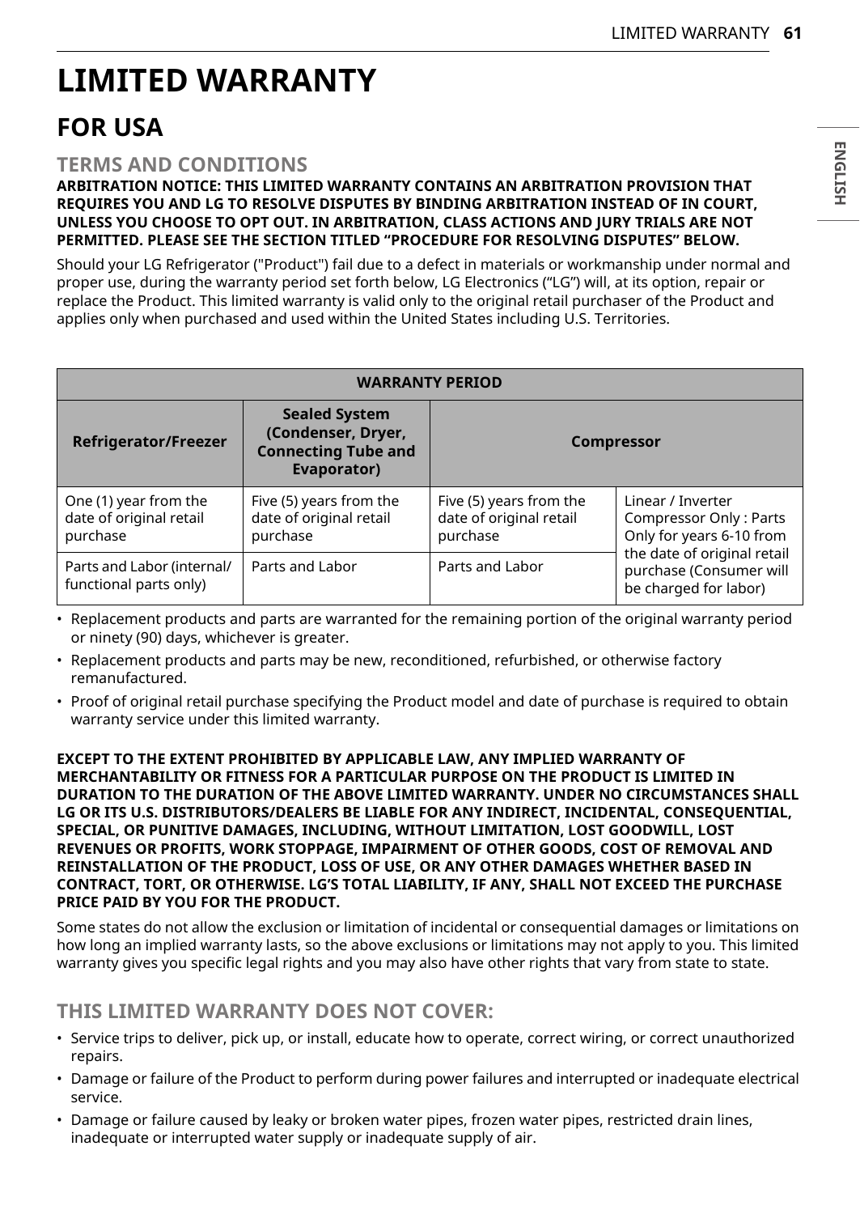# LIMITED WARRANTY

## FOR USA

### TERMS AND CONDITIONS

**ARBITRATION NOTICE: THIS LIMITED WARRANTY CONTAINS AN ARBITRATION PROVISION THAT REQUIRES YOU AND LG TO RESOLVE DISPUTES BY BINDING ARBITRATION INSTEAD OF IN COURT, UNLESS YOU CHOOSE TO OPT OUT. IN ARBITRATION, CLASS ACTIONS AND JURY TRIALS ARE NOT PERMITTED. PLEASE SEE THE SECTION TITLED "PROCEDURE FOR RESOLVING DISPUTES" BELOW.**

Should your LG Refrigerator ("Product") fail due to a defect in materials or workmanship under normal and proper use, during the warranty period set forth below, LG Electronics ("LG") will, at its option, repair or replace the Product. This limited warranty is valid only to the original retail purchaser of the Product and applies only when purchased and used within the United States including U.S. Territories.

| WARRANTY PERIOD | | | |
|---|---|---|---|
| **Refrigerator/Freezer** | **Sealed System (Condenser, Dryer, Connecting Tube and Evaporator)** | **Compressor** | |
| One (1) year from the date of original retail purchase | Five (5) years from the date of original retail purchase | Five (5) years from the date of original retail purchase | Linear / Inverter Compressor Only : Parts Only for years 6-10 from the date of original retail purchase (Consumer will be charged for labor) |
| Parts and Labor (internal/ functional parts only) | Parts and Labor | Parts and Labor | |

- Replacement products and parts are warranted for the remaining portion of the original warranty period or ninety (90) days, whichever is greater.
- Replacement products and parts may be new, reconditioned, refurbished, or otherwise factory remanufactured.
- Proof of original retail purchase specifying the Product model and date of purchase is required to obtain warranty service under this limited warranty.

**EXCEPT TO THE EXTENT PROHIBITED BY APPLICABLE LAW, ANY IMPLIED WARRANTY OF MERCHANTABILITY OR FITNESS FOR A PARTICULAR PURPOSE ON THE PRODUCT IS LIMITED IN DURATION TO THE DURATION OF THE ABOVE LIMITED WARRANTY. UNDER NO CIRCUMSTANCES SHALL LG OR ITS U.S. DISTRIBUTORS/DEALERS BE LIABLE FOR ANY INDIRECT, INCIDENTAL, CONSEQUENTIAL, SPECIAL, OR PUNITIVE DAMAGES, INCLUDING, WITHOUT LIMITATION, LOST GOODWILL, LOST REVENUES OR PROFITS, WORK STOPPAGE, IMPAIRMENT OF OTHER GOODS, COST OF REMOVAL AND REINSTALLATION OF THE PRODUCT, LOSS OF USE, OR ANY OTHER DAMAGES WHETHER BASED IN CONTRACT, TORT, OR OTHERWISE. LG'S TOTAL LIABILITY, IF ANY, SHALL NOT EXCEED THE PURCHASE PRICE PAID BY YOU FOR THE PRODUCT.**

Some states do not allow the exclusion or limitation of incidental or consequential damages or limitations on how long an implied warranty lasts, so the above exclusions or limitations may not apply to you. This limited warranty gives you specific legal rights and you may also have other rights that vary from state to state.

### THIS LIMITED WARRANTY DOES NOT COVER:

- Service trips to deliver, pick up, or install, educate how to operate, correct wiring, or correct unauthorized repairs.
- Damage or failure of the Product to perform during power failures and interrupted or inadequate electrical service.
- Damage or failure caused by leaky or broken water pipes, frozen water pipes, restricted drain lines, inadequate or interrupted water supply or inadequate supply of air.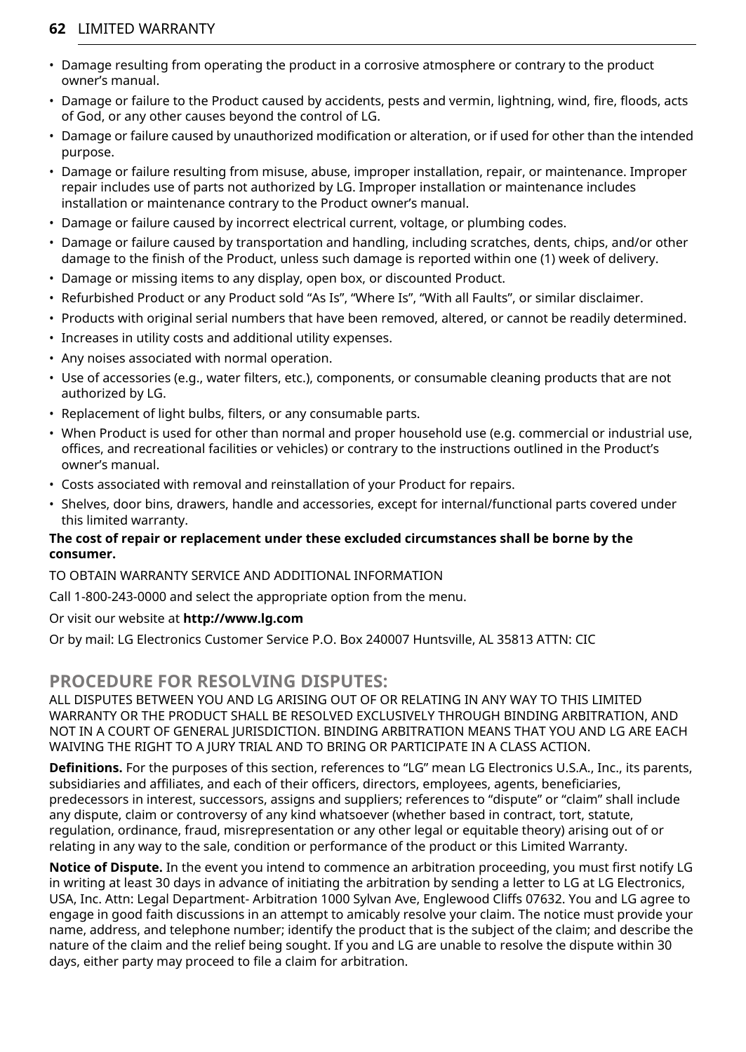- Damage resulting from operating the product in a corrosive atmosphere or contrary to the product owner's manual.
- Damage or failure to the Product caused by accidents, pests and vermin, lightning, wind, fire, floods, acts of God, or any other causes beyond the control of LG.
- Damage or failure caused by unauthorized modification or alteration, or if used for other than the intended purpose.
- Damage or failure resulting from misuse, abuse, improper installation, repair, or maintenance. Improper repair includes use of parts not authorized by LG. Improper installation or maintenance includes installation or maintenance contrary to the Product owner's manual.
- Damage or failure caused by incorrect electrical current, voltage, or plumbing codes.
- Damage or failure caused by transportation and handling, including scratches, dents, chips, and/or other damage to the finish of the Product, unless such damage is reported within one (1) week of delivery.
- Damage or missing items to any display, open box, or discounted Product.
- Refurbished Product or any Product sold "As Is", "Where Is", "With all Faults", or similar disclaimer.
- Products with original serial numbers that have been removed, altered, or cannot be readily determined.
- Increases in utility costs and additional utility expenses.
- Any noises associated with normal operation.
- Use of accessories (e.g., water filters, etc.), components, or consumable cleaning products that are not authorized by LG.
- Replacement of light bulbs, filters, or any consumable parts.
- When Product is used for other than normal and proper household use (e.g. commercial or industrial use, offices, and recreational facilities or vehicles) or contrary to the instructions outlined in the Product's owner's manual.
- Costs associated with removal and reinstallation of your Product for repairs.
- Shelves, door bins, drawers, handle and accessories, except for internal/functional parts covered under this limited warranty.

**The cost of repair or replacement under these excluded circumstances shall be borne by the consumer.**

TO OBTAIN WARRANTY SERVICE AND ADDITIONAL INFORMATION

Call 1-800-243-0000 and select the appropriate option from the menu.

Or visit our website at **http://www.lg.com**

Or by mail: LG Electronics Customer Service P.O. Box 240007 Huntsville, AL 35813 ATTN: CIC

## PROCEDURE FOR RESOLVING DISPUTES:

ALL DISPUTES BETWEEN YOU AND LG ARISING OUT OF OR RELATING IN ANY WAY TO THIS LIMITED WARRANTY OR THE PRODUCT SHALL BE RESOLVED EXCLUSIVELY THROUGH BINDING ARBITRATION, AND NOT IN A COURT OF GENERAL JURISDICTION. BINDING ARBITRATION MEANS THAT YOU AND LG ARE EACH WAIVING THE RIGHT TO A JURY TRIAL AND TO BRING OR PARTICIPATE IN A CLASS ACTION.

**Definitions.** For the purposes of this section, references to "LG" mean LG Electronics U.S.A., Inc., its parents, subsidiaries and affiliates, and each of their officers, directors, employees, agents, beneficiaries, predecessors in interest, successors, assigns and suppliers; references to "dispute" or "claim" shall include any dispute, claim or controversy of any kind whatsoever (whether based in contract, tort, statute, regulation, ordinance, fraud, misrepresentation or any other legal or equitable theory) arising out of or relating in any way to the sale, condition or performance of the product or this Limited Warranty.

**Notice of Dispute.** In the event you intend to commence an arbitration proceeding, you must first notify LG in writing at least 30 days in advance of initiating the arbitration by sending a letter to LG at LG Electronics, USA, Inc. Attn: Legal Department- Arbitration 1000 Sylvan Ave, Englewood Cliffs 07632. You and LG agree to engage in good faith discussions in an attempt to amicably resolve your claim. The notice must provide your name, address, and telephone number; identify the product that is the subject of the claim; and describe the nature of the claim and the relief being sought. If you and LG are unable to resolve the dispute within 30 days, either party may proceed to file a claim for arbitration.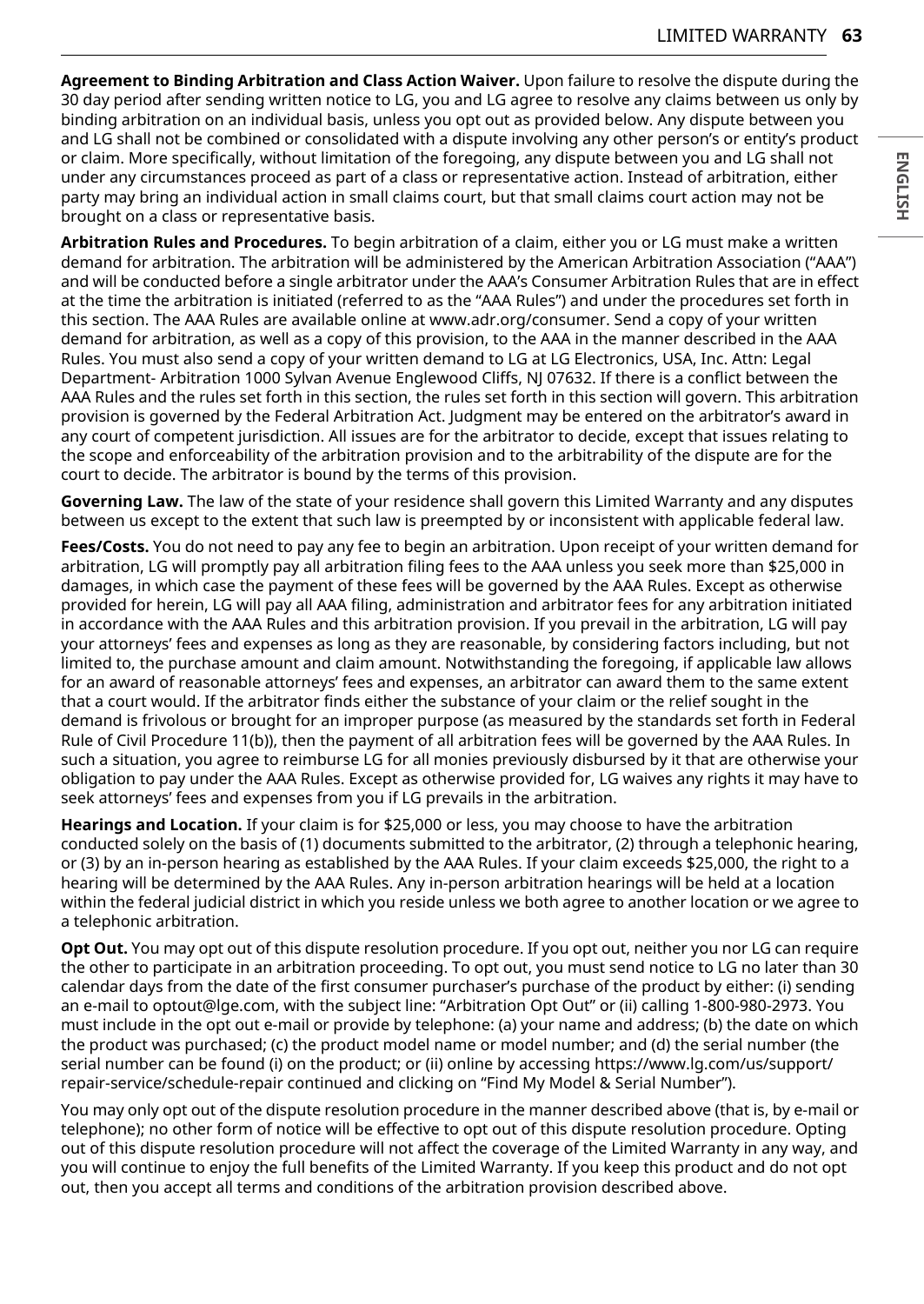**Agreement to Binding Arbitration and Class Action Waiver.** Upon failure to resolve the dispute during the 30 day period after sending written notice to LG, you and LG agree to resolve any claims between us only by binding arbitration on an individual basis, unless you opt out as provided below. Any dispute between you and LG shall not be combined or consolidated with a dispute involving any other person's or entity's product or claim. More specifically, without limitation of the foregoing, any dispute between you and LG shall not under any circumstances proceed as part of a class or representative action. Instead of arbitration, either party may bring an individual action in small claims court, but that small claims court action may not be brought on a class or representative basis.

**Arbitration Rules and Procedures.** To begin arbitration of a claim, either you or LG must make a written demand for arbitration. The arbitration will be administered by the American Arbitration Association ("AAA") and will be conducted before a single arbitrator under the AAA's Consumer Arbitration Rules that are in effect at the time the arbitration is initiated (referred to as the "AAA Rules") and under the procedures set forth in this section. The AAA Rules are available online at www.adr.org/consumer. Send a copy of your written demand for arbitration, as well as a copy of this provision, to the AAA in the manner described in the AAA Rules. You must also send a copy of your written demand to LG at LG Electronics, USA, Inc. Attn: Legal Department- Arbitration 1000 Sylvan Avenue Englewood Cliffs, NJ 07632. If there is a conflict between the AAA Rules and the rules set forth in this section, the rules set forth in this section will govern. This arbitration provision is governed by the Federal Arbitration Act. Judgment may be entered on the arbitrator's award in any court of competent jurisdiction. All issues are for the arbitrator to decide, except that issues relating to the scope and enforceability of the arbitration provision and to the arbitrability of the dispute are for the court to decide. The arbitrator is bound by the terms of this provision.

**Governing Law.** The law of the state of your residence shall govern this Limited Warranty and any disputes between us except to the extent that such law is preempted by or inconsistent with applicable federal law.

**Fees/Costs.** You do not need to pay any fee to begin an arbitration. Upon receipt of your written demand for arbitration, LG will promptly pay all arbitration filing fees to the AAA unless you seek more than $25,000 in damages, in which case the payment of these fees will be governed by the AAA Rules. Except as otherwise provided for herein, LG will pay all AAA filing, administration and arbitrator fees for any arbitration initiated in accordance with the AAA Rules and this arbitration provision. If you prevail in the arbitration, LG will pay your attorneys' fees and expenses as long as they are reasonable, by considering factors including, but not limited to, the purchase amount and claim amount. Notwithstanding the foregoing, if applicable law allows for an award of reasonable attorneys' fees and expenses, an arbitrator can award them to the same extent that a court would. If the arbitrator finds either the substance of your claim or the relief sought in the demand is frivolous or brought for an improper purpose (as measured by the standards set forth in Federal Rule of Civil Procedure 11(b)), then the payment of all arbitration fees will be governed by the AAA Rules. In such a situation, you agree to reimburse LG for all monies previously disbursed by it that are otherwise your obligation to pay under the AAA Rules. Except as otherwise provided for, LG waives any rights it may have to seek attorneys' fees and expenses from you if LG prevails in the arbitration.

**Hearings and Location.** If your claim is for $25,000 or less, you may choose to have the arbitration conducted solely on the basis of (1) documents submitted to the arbitrator, (2) through a telephonic hearing, or (3) by an in-person hearing as established by the AAA Rules. If your claim exceeds $25,000, the right to a hearing will be determined by the AAA Rules. Any in-person arbitration hearings will be held at a location within the federal judicial district in which you reside unless we both agree to another location or we agree to a telephonic arbitration.

**Opt Out.** You may opt out of this dispute resolution procedure. If you opt out, neither you nor LG can require the other to participate in an arbitration proceeding. To opt out, you must send notice to LG no later than 30 calendar days from the date of the first consumer purchaser's purchase of the product by either: (i) sending an e-mail to optout@lge.com, with the subject line: "Arbitration Opt Out" or (ii) calling 1-800-980-2973. You must include in the opt out e-mail or provide by telephone: (a) your name and address; (b) the date on which the product was purchased; (c) the product model name or model number; and (d) the serial number (the serial number can be found (i) on the product; or (ii) online by accessing https://www.lg.com/us/support/repair-service/schedule-repair continued and clicking on "Find My Model & Serial Number").

You may only opt out of the dispute resolution procedure in the manner described above (that is, by e-mail or telephone); no other form of notice will be effective to opt out of this dispute resolution procedure. Opting out of this dispute resolution procedure will not affect the coverage of the Limited Warranty in any way, and you will continue to enjoy the full benefits of the Limited Warranty. If you keep this product and do not opt out, then you accept all terms and conditions of the arbitration provision described above.